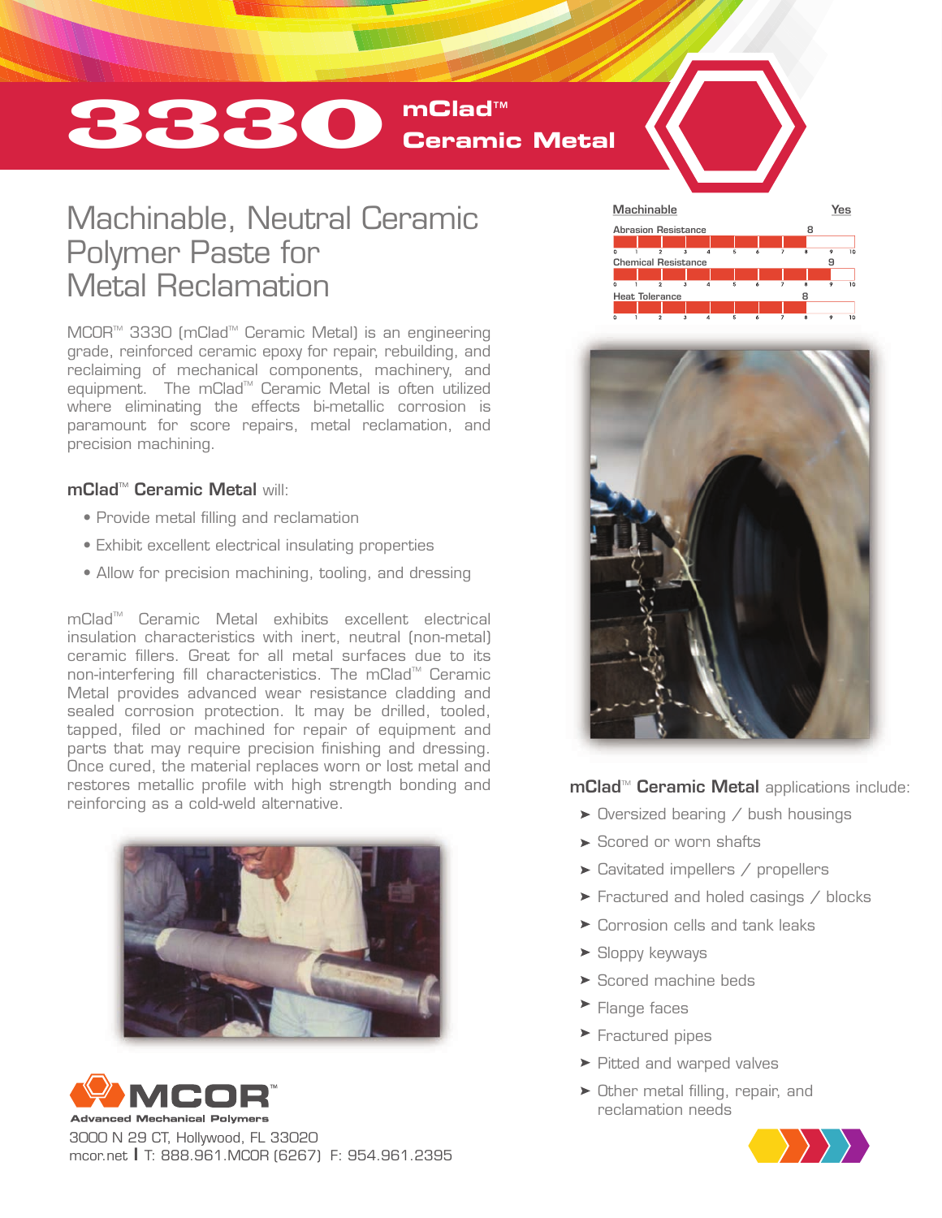# 3330 mClad™ Ceramic Metal

## Machinable, Neutral Ceramic Polymer Paste for Metal Reclamation

MCOR™ 3330 (mClad™ Ceramic Metal) is an engineering grade, reinforced ceramic epoxy for repair, rebuilding, and reclaiming of mechanical components, machinery, and equipment. The mClad™ Ceramic Metal is often utilized where eliminating the effects bi-metallic corrosion is paramount for score repairs, metal reclamation, and precision machining.

**mClad™ Ceramic Metal** will:

- Provide metal filling and reclamation
- Exhibit excellent electrical insulating properties
- Allow for precision machining, tooling, and dressing

mClad™ Ceramic Metal exhibits excellent electrical insulation characteristics with inert, neutral (non-metal) ceramic fillers. Great for all metal surfaces due to its non-interfering fill characteristics. The mClad™ Ceramic Metal provides advanced wear resistance cladding and sealed corrosion protection. It may be drilled, tooled, tapped, filed or machined for repair of equipment and parts that may require precision finishing and dressing. Once cured, the material replaces worn or lost metal and restores metallic profile with high strength bonding and reinforcing as a cold-weld alternative.

| Property | Rating |
| --- | --- |
| Machinable | Yes |
| Abrasion Resistance | 8 |
| Chemical Resistance | 9 |
| Heat Tolerance | 8 |

**mClad™ Ceramic Metal** applications include:

- Oversized bearing / bush housings
- Scored or worn shafts
- Cavitated impellers / propellers
- Fractured and holed casings / blocks
- Corrosion cells and tank leaks
- Sloppy keyways
- Scored machine beds
- Flange faces
- Fractured pipes
- Pitted and warped valves
- Other metal filling, repair, and reclamation needs

MCOR™ Advanced Mechanical Polymers
3000 N 29 CT, Hollywood, FL 33020
mcor.net | T: 888.961.MCOR (6267) F: 954.961.2395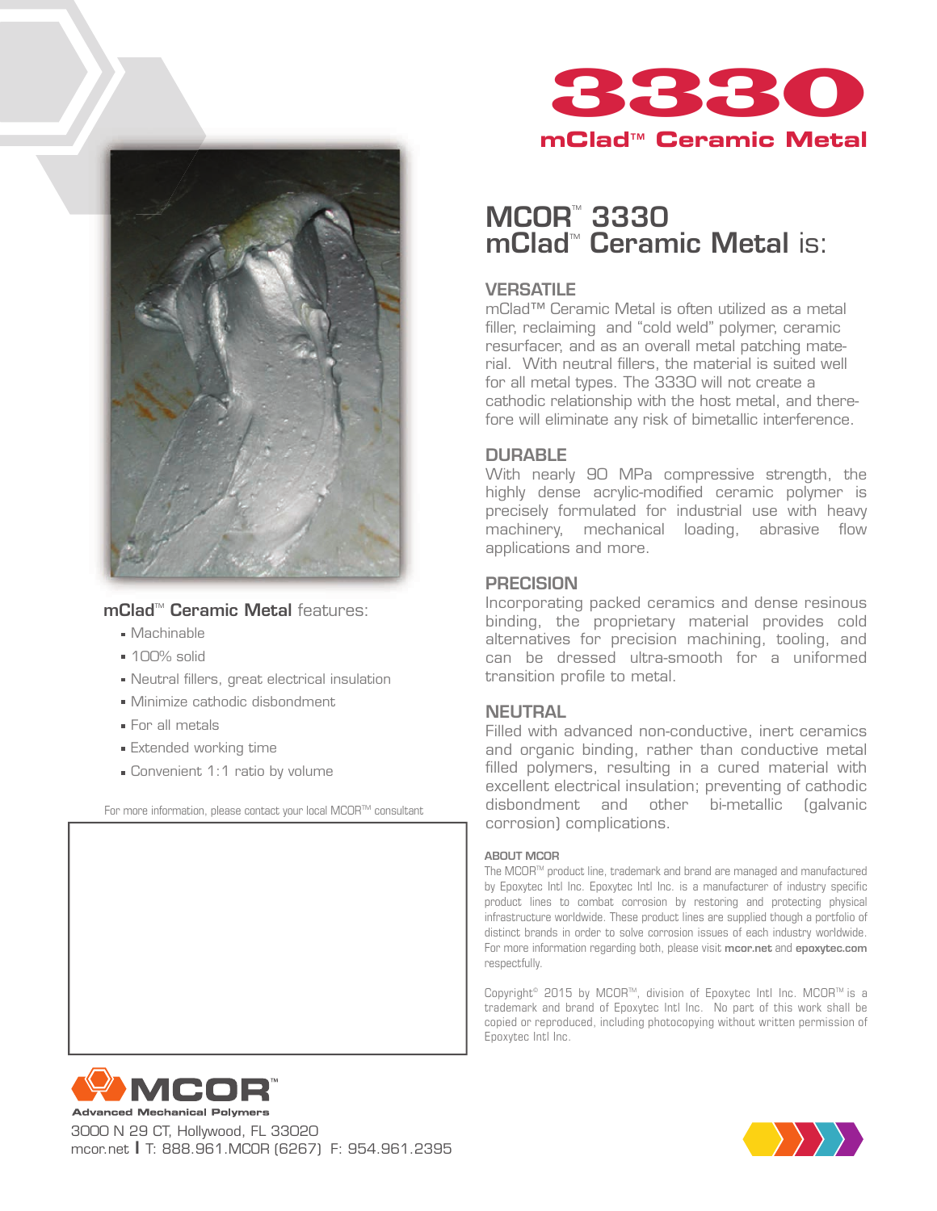# 3330

## mClad™ Ceramic Metal

## MCOR™ 3330 mClad™ Ceramic Metal is:

### VERSATILE

mClad™ Ceramic Metal is often utilized as a metal filler, reclaiming and "cold weld" polymer, ceramic resurfacer, and as an overall metal patching material. With neutral fillers, the material is suited well for all metal types. The 3330 will not create a cathodic relationship with the host metal, and therefore will eliminate any risk of bimetallic interference.

### DURABLE

With nearly 90 MPa compressive strength, the highly dense acrylic-modified ceramic polymer is precisely formulated for industrial use with heavy machinery, mechanical loading, abrasive flow applications and more.

### PRECISION

Incorporating packed ceramics and dense resinous binding, the proprietary material provides cold alternatives for precision machining, tooling, and can be dressed ultra-smooth for a uniformed transition profile to metal.

### NEUTRAL

Filled with advanced non-conductive, inert ceramics and organic binding, rather than conductive metal filled polymers, resulting in a cured material with excellent electrical insulation; preventing of cathodic disbondment and other bi-metallic (galvanic corrosion) complications.

### mClad™ Ceramic Metal features:

- Machinable
- 100% solid
- Neutral fillers, great electrical insulation
- Minimize cathodic disbondment
- For all metals
- Extended working time
- Convenient 1:1 ratio by volume

For more information, please contact your local MCOR™ consultant

#### ABOUT MCOR

The MCOR™ product line, trademark and brand are managed and manufactured by Epoxytec Intl Inc. Epoxytec Intl Inc. is a manufacturer of industry specific product lines to combat corrosion by restoring and protecting physical infrastructure worldwide. These product lines are supplied though a portfolio of distinct brands in order to solve corrosion issues of each industry worldwide. For more information regarding both, please visit **mcor.net** and **epoxytec.com** respectfully.

Copyright© 2015 by MCOR™, division of Epoxytec Intl Inc. MCOR™ is a trademark and brand of Epoxytec Intl Inc. No part of this work shall be copied or reproduced, including photocopying without written permission of Epoxytec Intl Inc.

**MCOR™**
Advanced Mechanical Polymers
3000 N 29 CT, Hollywood, FL 33020
mcor.net | T: 888.961.MCOR (6267) F: 954.961.2395